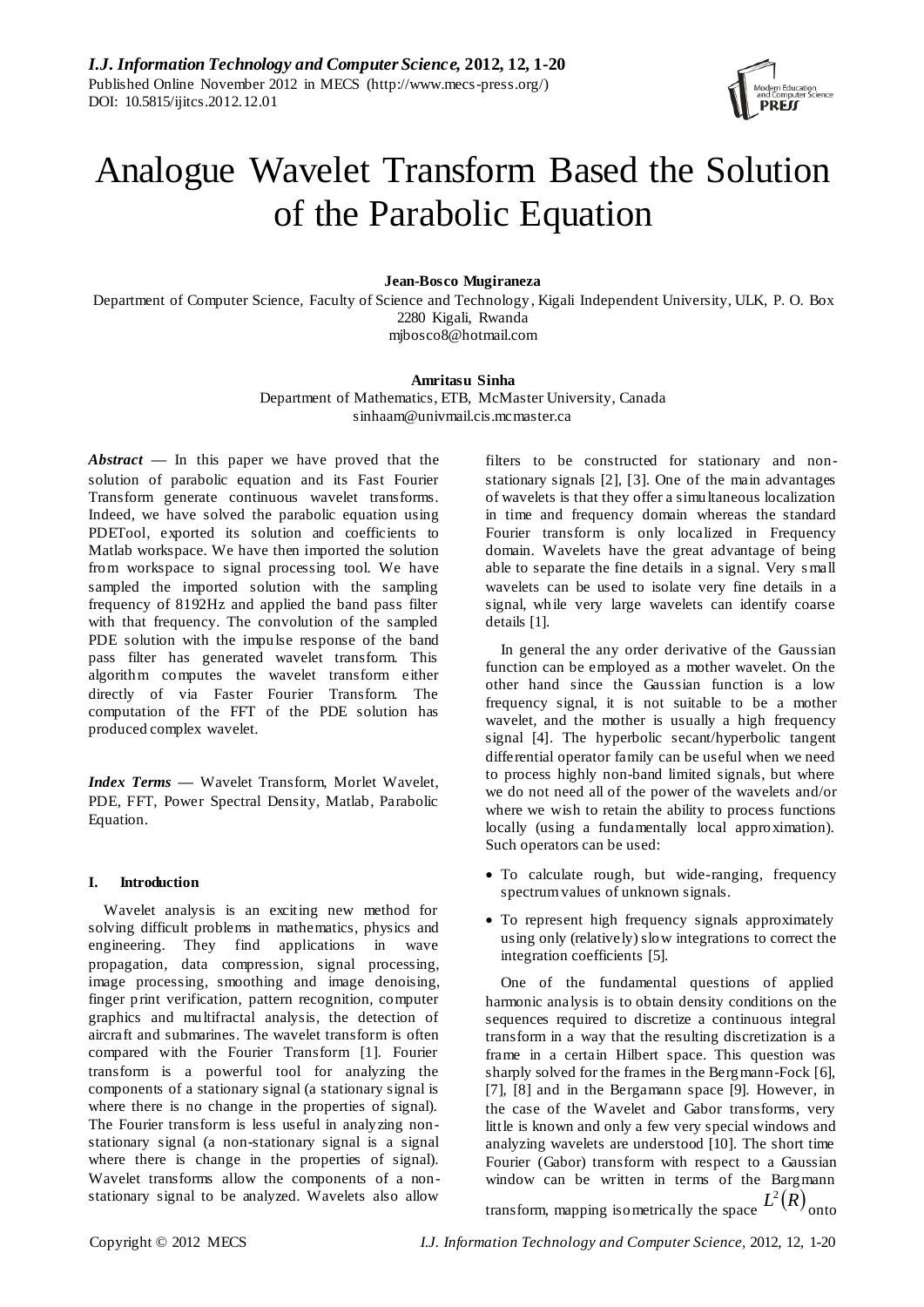# Analogue Wavelet Transform Based the Solution of the Parabolic Equation

**Jean-Bosco Mugiraneza**

Department of Computer Science, Faculty of Science and Technology, Kigali Independent University, ULK, P. O. Box 2280 Kigali, Rwanda
mjbosco8@hotmail.com

**Amritasu Sinha**

Department of Mathematics, ETB, McMaster University, Canada
sinhaam@univmail.cis.mcmaster.ca

***Abstract*** — In this paper we have proved that the solution of parabolic equation and its Fast Fourier Transform generate continuous wavelet transforms. Indeed, we have solved the parabolic equation using PDETool, exported its solution and coefficients to Matlab workspace. We have then imported the solution from workspace to signal processing tool. We have sampled the imported solution with the sampling frequency of 8192Hz and applied the band pass filter with that frequency. The convolution of the sampled PDE solution with the impulse response of the band pass filter has generated wavelet transform. This algorithm computes the wavelet transform either directly of via Faster Fourier Transform. The computation of the FFT of the PDE solution has produced complex wavelet.

***Index Terms*** — Wavelet Transform, Morlet Wavelet, PDE, FFT, Power Spectral Density, Matlab, Parabolic Equation.

## I. Introduction

Wavelet analysis is an exciting new method for solving difficult problems in mathematics, physics and engineering. They find applications in wave propagation, data compression, signal processing, image processing, smoothing and image denoising, finger print verification, pattern recognition, computer graphics and multifractal analysis, the detection of aircraft and submarines. The wavelet transform is often compared with the Fourier Transform [1]. Fourier transform is a powerful tool for analyzing the components of a stationary signal (a stationary signal is where there is no change in the properties of signal). The Fourier transform is less useful in analyzing non-stationary signal (a non-stationary signal is a signal where there is change in the properties of signal). Wavelet transforms allow the components of a non-stationary signal to be analyzed. Wavelets also allow filters to be constructed for stationary and non-stationary signals [2], [3]. One of the main advantages of wavelets is that they offer a simultaneous localization in time and frequency domain whereas the standard Fourier transform is only localized in Frequency domain. Wavelets have the great advantage of being able to separate the fine details in a signal. Very small wavelets can be used to isolate very fine details in a signal, while very large wavelets can identify coarse details [1].

In general the any order derivative of the Gaussian function can be employed as a mother wavelet. On the other hand since the Gaussian function is a low frequency signal, it is not suitable to be a mother wavelet, and the mother is usually a high frequency signal [4]. The hyperbolic secant/hyperbolic tangent differential operator family can be useful when we need to process highly non-band limited signals, but where we do not need all of the power of the wavelets and/or where we wish to retain the ability to process functions locally (using a fundamentally local approximation). Such operators can be used:

- To calculate rough, but wide-ranging, frequency spectrum values of unknown signals.
- To represent high frequency signals approximately using only (relatively) slow integrations to correct the integration coefficients [5].

One of the fundamental questions of applied harmonic analysis is to obtain density conditions on the sequences required to discretize a continuous integral transform in a way that the resulting discretization is a frame in a certain Hilbert space. This question was sharply solved for the frames in the Bergmann-Fock [6], [7], [8] and in the Bergamann space [9]. However, in the case of the Wavelet and Gabor transforms, very little is known and only a few very special windows and analyzing wavelets are understood [10]. The short time Fourier (Gabor) transform with respect to a Gaussian window can be written in terms of the Bargmann transform, mapping isometrically the space $L^2(R)$ onto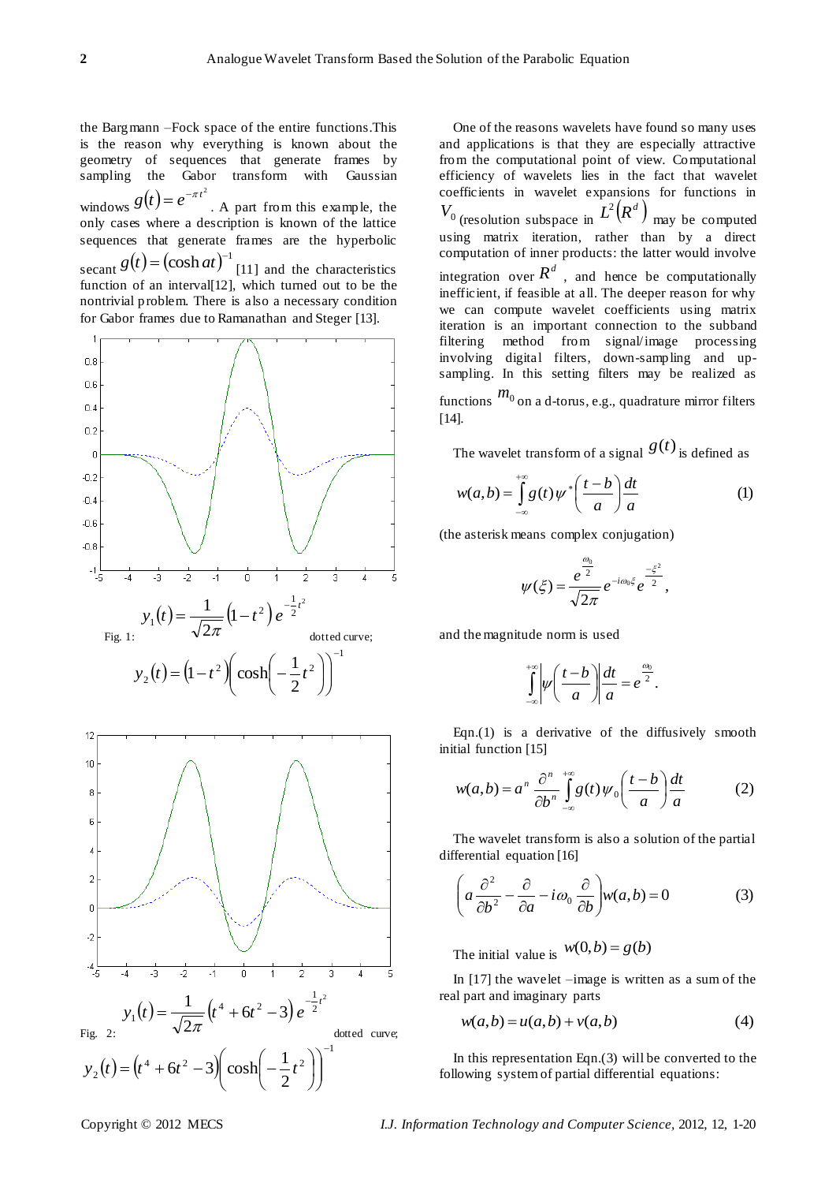the Bargmann –Fock space of the entire functions.This is the reason why everything is known about the geometry of sequences that generate frames by sampling the Gabor transform with Gaussian windows $g(t) = e^{-\pi t^2}$. A part from this example, the only cases where a description is known of the lattice sequences that generate frames are the hyperbolic secant $g(t) = (\cosh at)^{-1}$ [11] and the characteristics function of an interval[12], which turned out to be the nontrivial problem. There is also a necessary condition for Gabor frames due to Ramanathan and Steger [13].

Fig. 1: $y_1(t) = \frac{1}{\sqrt{2\pi}}\left(1-t^2\right)e^{-\frac{1}{2}t^2}$ dotted curve; $y_2(t) = \left(1-t^2\right)\left(\cosh\left(-\frac{1}{2}t^2\right)\right)^{-1}$

Fig. 2: $y_1(t) = \frac{1}{\sqrt{2\pi}}\left(t^4+6t^2-3\right)e^{-\frac{1}{2}t^2}$ dotted curve; $y_2(t) = \left(t^4+6t^2-3\right)\left(\cosh\left(-\frac{1}{2}t^2\right)\right)^{-1}$

One of the reasons wavelets have found so many uses and applications is that they are especially attractive from the computational point of view. Computational efficiency of wavelets lies in the fact that wavelet coefficients in wavelet expansions for functions in $V_0$ (resolution subspace in $L^2(R^d)$ may be computed using matrix iteration, rather than by a direct computation of inner products: the latter would involve integration over $R^d$, and hence be computationally inefficient, if feasible at all. The deeper reason for why we can compute wavelet coefficients using matrix iteration is an important connection to the subband filtering method from signal/image processing involving digital filters, down-sampling and up-sampling. In this setting filters may be realized as functions $m_0$ on a d-torus, e.g., quadrature mirror filters [14].

The wavelet transform of a signal $g(t)$ is defined as

$$w(a,b) = \int_{-\infty}^{+\infty} g(t)\psi^*\left(\frac{t-b}{a}\right)\frac{dt}{a} \tag{1}$$

(the asterisk means complex conjugation)

$$\psi(\xi) = \frac{e^{\frac{\omega_0}{2}}}{\sqrt{2\pi}}e^{-i\omega_0\xi}e^{\frac{-\xi^2}{2}},$$

and the magnitude norm is used

$$\int_{-\infty}^{+\infty}\left|\psi\left(\frac{t-b}{a}\right)\right|\frac{dt}{a} = e^{\frac{\omega_0}{2}}.$$

Eqn.(1) is a derivative of the diffusively smooth initial function [15]

$$w(a,b) = a^n\frac{\partial^n}{\partial b^n}\int_{-\infty}^{+\infty} g(t)\psi_0\left(\frac{t-b}{a}\right)\frac{dt}{a} \tag{2}$$

The wavelet transform is also a solution of the partial differential equation [16]

$$\left(a\frac{\partial^2}{\partial b^2} - \frac{\partial}{\partial a} - i\omega_0\frac{\partial}{\partial b}\right)w(a,b) = 0 \tag{3}$$

The initial value is $w(0,b) = g(b)$

In [17] the wavelet –image is written as a sum of the real part and imaginary parts

$$w(a,b) = u(a,b) + v(a,b) \tag{4}$$

In this representation Eqn.(3) will be converted to the following system of partial differential equations: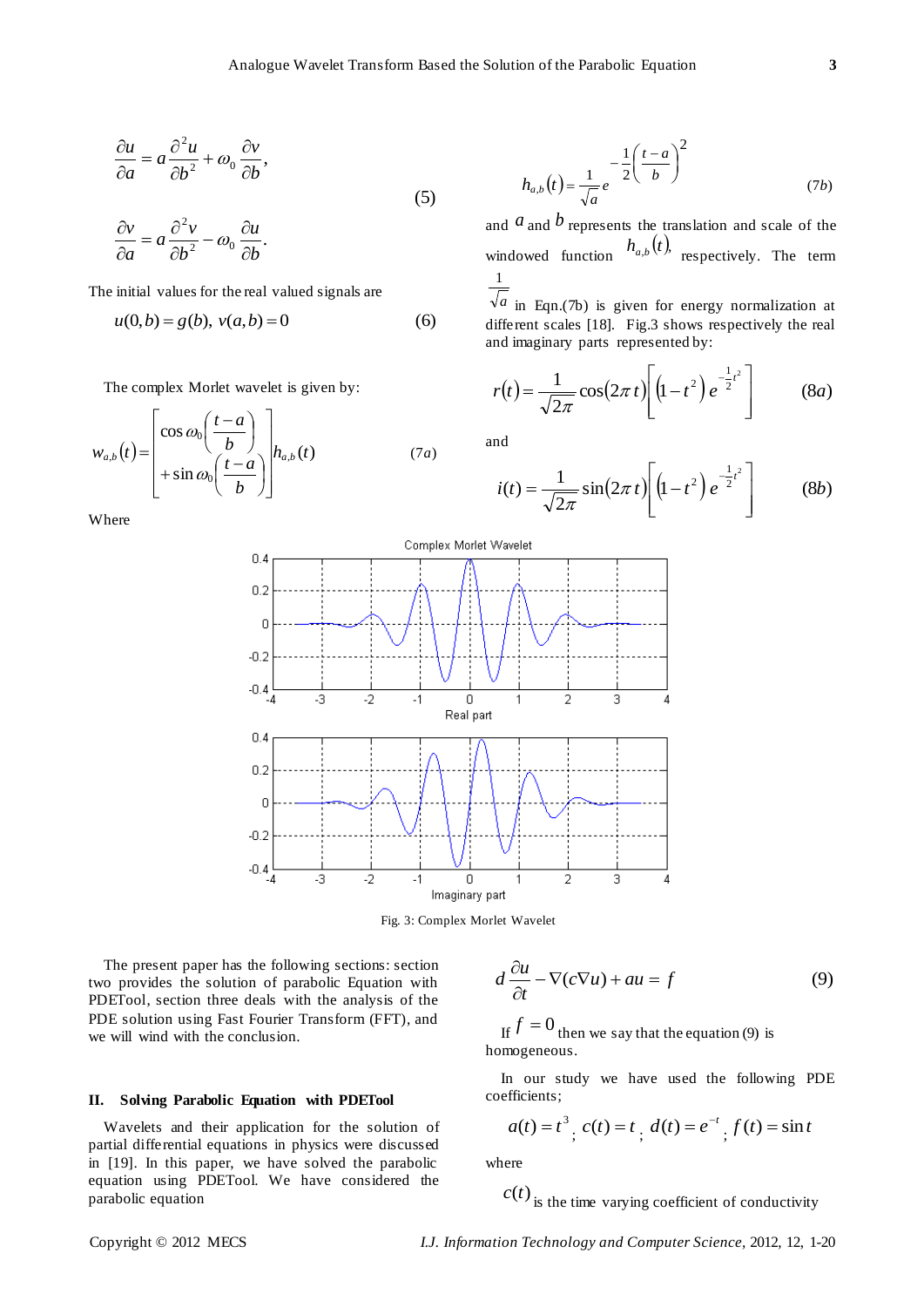$$\frac{\partial u}{\partial a} = a\frac{\partial^2 u}{\partial b^2} + \omega_0 \frac{\partial v}{\partial b},$$

$$\frac{\partial v}{\partial a} = a\frac{\partial^2 v}{\partial b^2} - \omega_0 \frac{\partial u}{\partial b}. \tag{5}$$

The initial values for the real valued signals are

$$u(0,b) = g(b),\ v(a,b) = 0 \tag{6}$$

The complex Morlet wavelet is given by:

$$w_{a,b}(t) = \left[\begin{array}{l}\cos\omega_0\left(\dfrac{t-a}{b}\right) \\ +\sin\omega_0\left(\dfrac{t-a}{b}\right)\end{array}\right] h_{a,b}(t) \tag{7a}$$

Where

$$h_{a,b}(t) = \frac{1}{\sqrt{a}} e^{-\frac{1}{2}\left(\frac{t-a}{b}\right)^2} \tag{7b}$$

and $a$ and $b$ represents the translation and scale of the windowed function $h_{a,b}(t)$, respectively. The term $\frac{1}{\sqrt{a}}$ in Eqn.(7b) is given for energy normalization at different scales [18]. Fig.3 shows respectively the real and imaginary parts represented by:

$$r(t) = \frac{1}{\sqrt{2\pi}}\cos(2\pi t)\left[(1-t^2)\, e^{-\frac{1}{2}t^2}\right] \tag{8a}$$

and

$$i(t) = \frac{1}{\sqrt{2\pi}}\sin(2\pi t)\left[(1-t^2)\, e^{-\frac{1}{2}t^2}\right] \tag{8b}$$

Fig. 3: Complex Morlet Wavelet

The present paper has the following sections: section two provides the solution of parabolic Equation with PDETool, section three deals with the analysis of the PDE solution using Fast Fourier Transform (FFT), and we will wind with the conclusion.

## II. Solving Parabolic Equation with PDETool

Wavelets and their application for the solution of partial differential equations in physics were discussed in [19]. In this paper, we have solved the parabolic equation using PDETool. We have considered the parabolic equation

$$d\frac{\partial u}{\partial t} - \nabla(c\nabla u) + au = f \tag{9}$$

If $f = 0$ then we say that the equation (9) is homogeneous.

In our study we have used the following PDE coefficients;

$$a(t) = t^3;\ c(t) = t;\ d(t) = e^{-t};\ f(t) = \sin t$$

where

$c(t)$ is the time varying coefficient of conductivity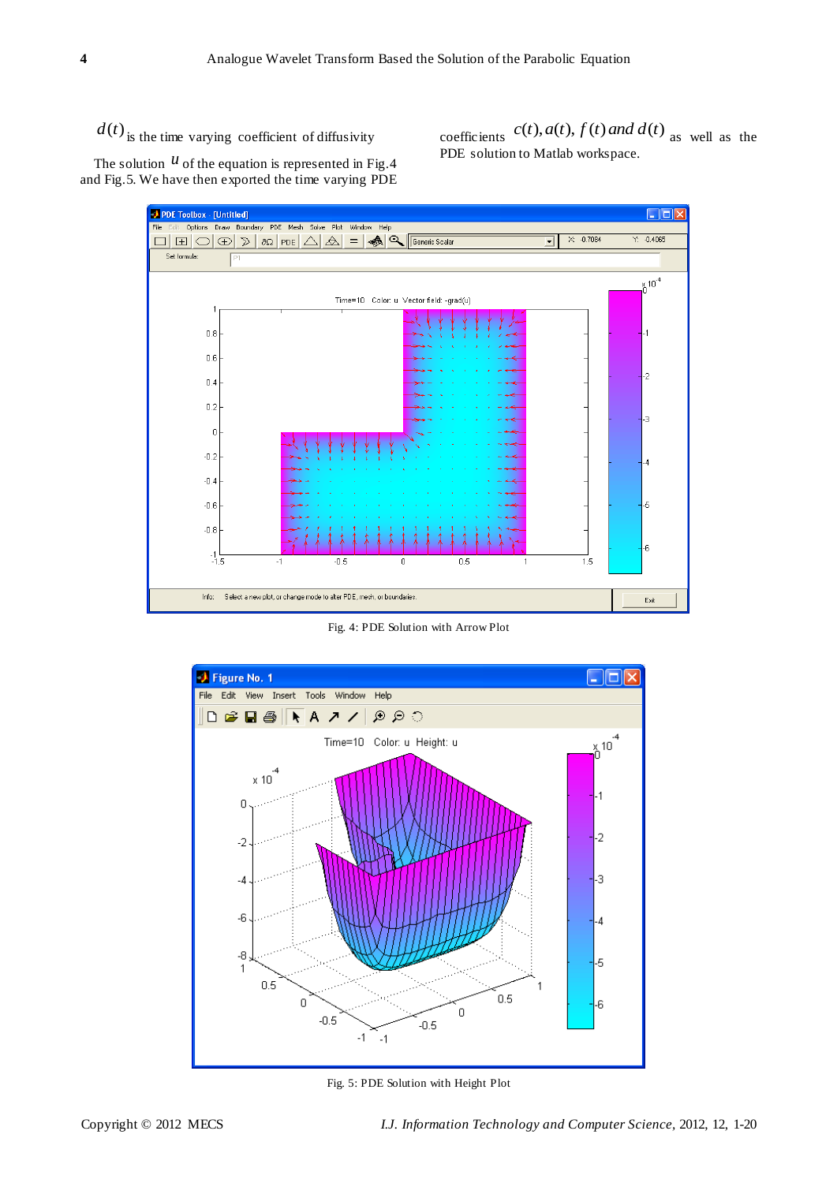$d(t)$ is the time varying coefficient of diffusivity

The solution $u$ of the equation is represented in Fig.4 and Fig.5. We have then exported the time varying PDE coefficients $c(t), a(t), f(t)$ and $d(t)$ as well as the PDE solution to Matlab workspace.

Fig. 4: PDE Solution with Arrow Plot

Fig. 5: PDE Solution with Height Plot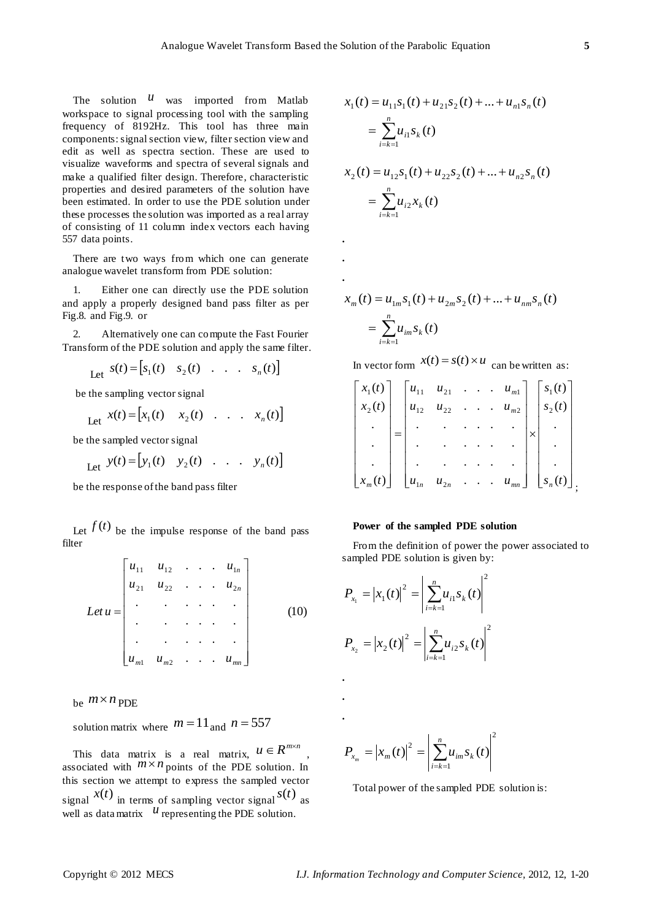The solution $u$ was imported from Matlab workspace to signal processing tool with the sampling frequency of 8192Hz. This tool has three main components: signal section view, filter section view and edit as well as spectra section. These are used to visualize waveforms and spectra of several signals and make a qualified filter design. Therefore, characteristic properties and desired parameters of the solution have been estimated. In order to use the PDE solution under these processes the solution was imported as a real array of consisting of 11 column index vectors each having 557 data points.

There are two ways from which one can generate analogue wavelet transform from PDE solution:

1. Either one can directly use the PDE solution and apply a properly designed band pass filter as per Fig.8. and Fig.9. or

2. Alternatively one can compute the Fast Fourier Transform of the PDE solution and apply the same filter.

Let $s(t) = \begin{bmatrix} s_1(t) & s_2(t) & . & . & . & s_n(t) \end{bmatrix}$

be the sampling vector signal

Let $x(t) = \begin{bmatrix} x_1(t) & x_2(t) & . & . & . & x_n(t) \end{bmatrix}$

be the sampled vector signal

Let $y(t) = \begin{bmatrix} y_1(t) & y_2(t) & . & . & . & y_n(t) \end{bmatrix}$

be the response of the band pass filter

Let $f(t)$ be the impulse response of the band pass filter

$$
Let\, u = \begin{bmatrix} u_{11} & u_{12} & . & . & . & u_{1n} \\ u_{21} & u_{22} & . & . & . & u_{2n} \\ . & . & . & . & . & . \\ . & . & . & . & . & . \\ . & . & . & . & . & . \\ u_{m1} & u_{m2} & . & . & . & u_{mn} \end{bmatrix} \tag{10}
$$

be $m \times n$ PDE

solution matrix where $m = 11$ and $n = 557$

This data matrix is a real matrix, $u \in R^{m \times n}$, associated with $m \times n$ points of the PDE solution. In this section we attempt to express the sampled vector signal $x(t)$ in terms of sampling vector signal $s(t)$ as well as data matrix $u$ representing the PDE solution.

$$
x_1(t) = u_{11}s_1(t) + u_{21}s_2(t) + ... + u_{n1}s_n(t)
$$
$$
= \sum_{i=k=1}^{n} u_{i1}s_k(t)
$$

$$
x_2(t) = u_{12}s_1(t) + u_{22}s_2(t) + ... + u_{n2}s_n(t)
$$
$$
= \sum_{i=k=1}^{n} u_{i2}x_k(t)
$$

.

.

.

$$
x_m(t) = u_{1m}s_1(t) + u_{2m}s_2(t) + ... + u_{nm}s_n(t)
$$
$$
= \sum_{i=k=1}^{n} u_{im}s_k(t)
$$

In vector form $x(t) = s(t) \times u$ can be written as:

$$
\begin{bmatrix} x_1(t) \\ x_2(t) \\ . \\ . \\ . \\ x_m(t) \end{bmatrix} = \begin{bmatrix} u_{11} & u_{21} & . & . & . & u_{m1} \\ u_{12} & u_{22} & . & . & . & u_{m2} \\ . & . & . & . & . & . \\ . & . & . & . & . & . \\ . & . & . & . & . & . \\ u_{1n} & u_{2n} & . & . & . & u_{mn} \end{bmatrix} \times \begin{bmatrix} s_1(t) \\ s_2(t) \\ . \\ . \\ . \\ s_n(t) \end{bmatrix};
$$

**Power of the sampled PDE solution**

From the definition of power the power associated to sampled PDE solution is given by:

$$
P_{x_1} = |x_1(t)|^2 = \left| \sum_{i=k=1}^{n} u_{i1}s_k(t) \right|^2
$$

$$
P_{x_2} = |x_2(t)|^2 = \left| \sum_{i=k=1}^{n} u_{i2}s_k(t) \right|^2
$$

.

.

.

$$
P_{x_m} = |x_m(t)|^2 = \left| \sum_{i=k=1}^{n} u_{im}s_k(t) \right|^2
$$

Total power of the sampled PDE solution is: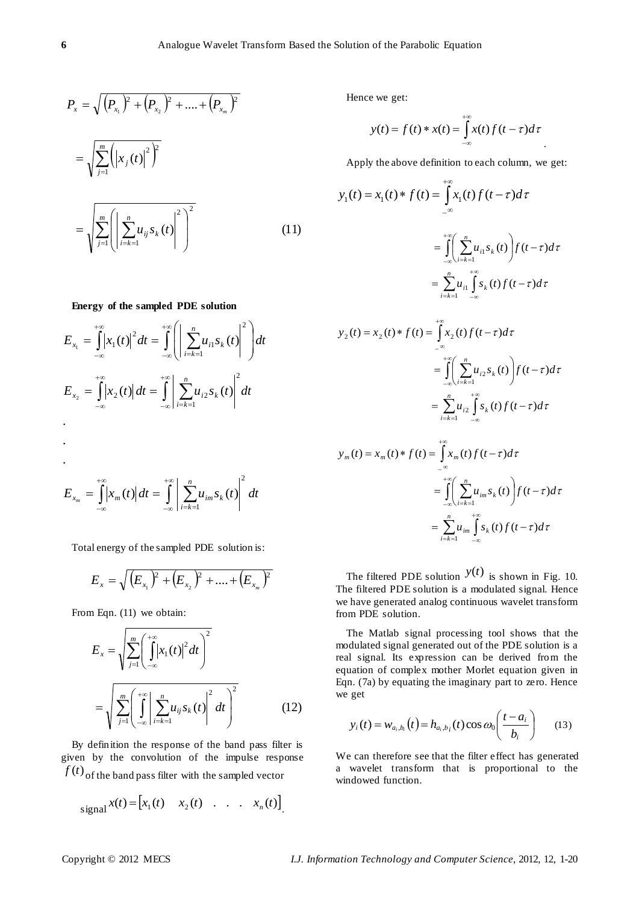$$P_x = \sqrt{\left(P_{x_1}\right)^2 + \left(P_{x_2}\right)^2 + .... + \left(P_{x_m}\right)^2}$$

$$= \sqrt{\sum_{j=1}^{m} \left( \left| x_j(t) \right|^2 \right)^2}$$

$$= \sqrt{\sum_{j=1}^{m} \left( \left| \sum_{i=k=1}^{n} u_{ij} s_k(t) \right|^2 \right)^2} \qquad (11)$$

**Energy of the sampled PDE solution**

$$E_{x_1} = \int_{-\infty}^{+\infty} \left| x_1(t) \right|^2 dt = \int_{-\infty}^{+\infty} \left( \left| \sum_{i=k=1}^{n} u_{i1} s_k(t) \right|^2 \right) dt$$

$$E_{x_2} = \int_{-\infty}^{+\infty} \left| x_2(t) \right| dt = \int_{-\infty}^{+\infty} \left| \sum_{i=k=1}^{n} u_{i2} s_k(t) \right|^2 dt$$

.

.

.

$$E_{x_m} = \int_{-\infty}^{+\infty} \left| x_m(t) \right| dt = \int_{-\infty}^{+\infty} \left| \sum_{i=k=1}^{n} u_{im} s_k(t) \right|^2 dt$$

Total energy of the sampled PDE solution is:

$$E_x = \sqrt{\left(E_{x_1}\right)^2 + \left(E_{x_2}\right)^2 + .... + \left(E_{x_m}\right)^2}$$

From Eqn. (11) we obtain:

$$E_x = \sqrt{\sum_{j=1}^{m} \left( \int_{-\infty}^{+\infty} \left| x_1(t) \right|^2 dt \right)^2}$$

$$= \sqrt{\sum_{j=1}^{m} \left( \int_{-\infty}^{+\infty} \left| \sum_{i=k=1}^{n} u_{ij} s_k(t) \right|^2 dt \right)^2} \qquad (12)$$

By definition the response of the band pass filter is given by the convolution of the impulse response $f(t)$ of the band pass filter with the sampled vector signal $x(t) = \left[ x_1(t) \quad x_2(t) \quad . \quad . \quad . \quad x_n(t) \right]$.

Hence we get:

$$y(t) = f(t) * x(t) = \int_{-\infty}^{+\infty} x(t) f(t-\tau) d\tau$$

Apply the above definition to each column, we get:

$$y_1(t) = x_1(t) * f(t) = \int_{-\infty}^{+\infty} x_1(t) f(t-\tau) d\tau$$

$$= \int_{-\infty}^{+\infty} \left( \sum_{i=k=1}^{n} u_{i1} s_k(t) \right) f(t-\tau) d\tau$$

$$= \sum_{i=k=1}^{n} u_{i1} \int_{-\infty}^{+\infty} s_k(t) f(t-\tau) d\tau$$

$$y_2(t) = x_2(t) * f(t) = \int_{-\infty}^{+\infty} x_2(t) f(t-\tau) d\tau$$

$$= \int_{-\infty}^{+\infty} \left( \sum_{i=k=1}^{n} u_{i2} s_k(t) \right) f(t-\tau) d\tau$$

$$= \sum_{i=k=1}^{n} u_{i2} \int_{-\infty}^{+\infty} s_k(t) f(t-\tau) d\tau$$

$$y_m(t) = x_m(t) * f(t) = \int_{-\infty}^{+\infty} x_m(t) f(t-\tau) d\tau$$

$$= \int_{-\infty}^{+\infty} \left( \sum_{i=k=1}^{n} u_{im} s_k(t) \right) f(t-\tau) d\tau$$

$$= \sum_{i=k=1}^{n} u_{im} \int_{-\infty}^{+\infty} s_k(t) f(t-\tau) d\tau$$

The filtered PDE solution $y(t)$ is shown in Fig. 10. The filtered PDE solution is a modulated signal. Hence we have generated analog continuous wavelet transform from PDE solution.

The Matlab signal processing tool shows that the modulated signal generated out of the PDE solution is a real signal. Its expression can be derived from the equation of complex mother Morlet equation given in Eqn. (7a) by equating the imaginary part to zero. Hence we get

$$y_i(t) = w_{a_i, b_i}(t) = h_{a_i, b_i}(t) \cos \omega_0 \left( \frac{t - a_i}{b_i} \right) \qquad (13)$$

We can therefore see that the filter effect has generated a wavelet transform that is proportional to the windowed function.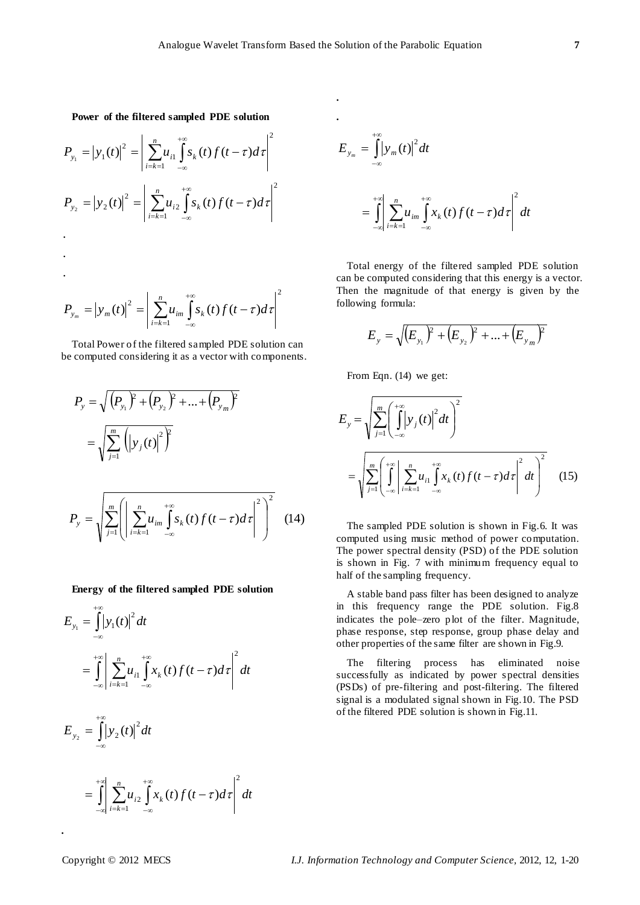**Power of the filtered sampled PDE solution**

$$P_{y_1} = |y_1(t)|^2 = \left| \sum_{i=k=1}^{n} u_{i1} \int_{-\infty}^{+\infty} s_k(t) f(t-\tau) d\tau \right|^2$$

$$P_{y_2} = |y_2(t)|^2 = \left| \sum_{i=k=1}^{n} u_{i2} \int_{-\infty}^{+\infty} s_k(t) f(t-\tau) d\tau \right|^2$$

.

.

.

$$P_{y_m} = |y_m(t)|^2 = \left| \sum_{i=k=1}^{n} u_{im} \int_{-\infty}^{+\infty} s_k(t) f(t-\tau) d\tau \right|^2$$

Total Power of the filtered sampled PDE solution can be computed considering it as a vector with components.

$$P_y = \sqrt{(P_{y_1})^2 + (P_{y_2})^2 + \ldots + (P_{y_m})^2}$$
$$= \sqrt{\sum_{j=1}^{m} \left(|y_j(t)|^2\right)^2}$$

$$P_y = \sqrt{\sum_{j=1}^{m} \left( \left| \sum_{i=k=1}^{n} u_{im} \int_{-\infty}^{+\infty} s_k(t) f(t-\tau) d\tau \right|^2 \right)^2} \quad (14)$$

**Energy of the filtered sampled PDE solution**

$$E_{y_1} = \int_{-\infty}^{+\infty} |y_1(t)|^2 dt$$
$$= \int_{-\infty}^{+\infty} \left| \sum_{i=k=1}^{n} u_{i1} \int_{-\infty}^{+\infty} x_k(t) f(t-\tau) d\tau \right|^2 dt$$

$$E_{y_2} = \int_{-\infty}^{+\infty} |y_2(t)|^2 dt$$

$$= \int_{-\infty}^{+\infty} \left| \sum_{i=k=1}^{n} u_{i2} \int_{-\infty}^{+\infty} x_k(t) f(t-\tau) d\tau \right|^2 dt$$

.

.

.

$$E_{y_m} = \int_{-\infty}^{+\infty} |y_m(t)|^2 dt$$

$$= \int_{-\infty}^{+\infty} \left| \sum_{i=k=1}^{n} u_{im} \int_{-\infty}^{+\infty} x_k(t) f(t-\tau) d\tau \right|^2 dt$$

Total energy of the filtered sampled PDE solution can be computed considering that this energy is a vector. Then the magnitude of that energy is given by the following formula:

$$E_y = \sqrt{(E_{y_1})^2 + (E_{y_2})^2 + \ldots + (E_{y_m})^2}$$

From Eqn. (14) we get:

$$E_y = \sqrt{\sum_{j=1}^{m} \left( \int_{-\infty}^{+\infty} |y_j(t)|^2 dt \right)^2}$$
$$= \sqrt{\sum_{j=1}^{m} \left( \int_{-\infty}^{+\infty} \left| \sum_{i=k=1}^{n} u_{i1} \int_{-\infty}^{+\infty} x_k(t) f(t-\tau) d\tau \right|^2 dt \right)^2} \quad (15)$$

The sampled PDE solution is shown in Fig.6. It was computed using music method of power computation. The power spectral density (PSD) of the PDE solution is shown in Fig. 7 with minimum frequency equal to half of the sampling frequency.

A stable band pass filter has been designed to analyze in this frequency range the PDE solution. Fig.8 indicates the pole–zero plot of the filter. Magnitude, phase response, step response, group phase delay and other properties of the same filter are shown in Fig.9.

The filtering process has eliminated noise successfully as indicated by power spectral densities (PSDs) of pre-filtering and post-filtering. The filtered signal is a modulated signal shown in Fig.10. The PSD of the filtered PDE solution is shown in Fig.11.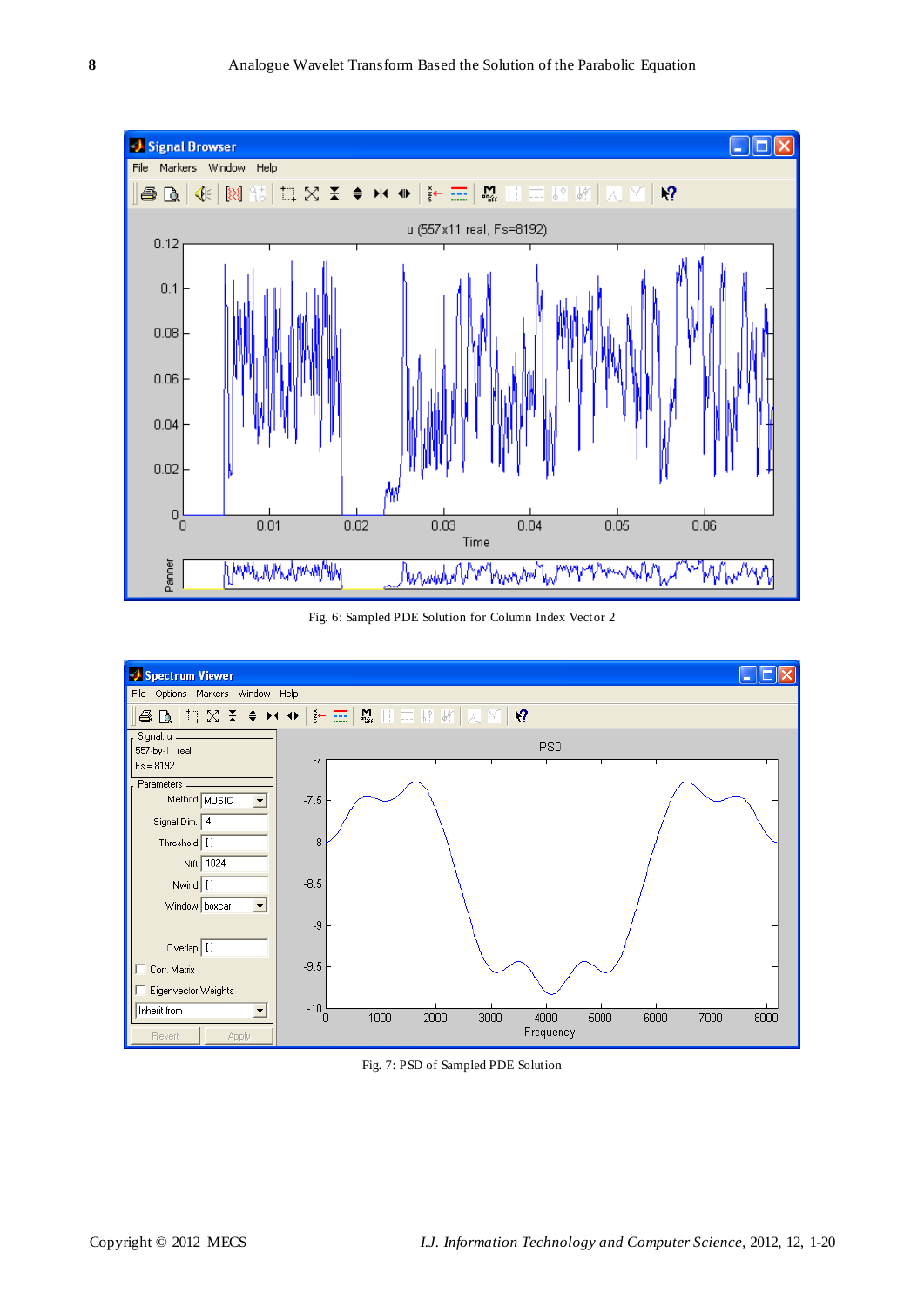Fig. 6: Sampled PDE Solution for Column Index Vector 2

Fig. 7: PSD of Sampled PDE Solution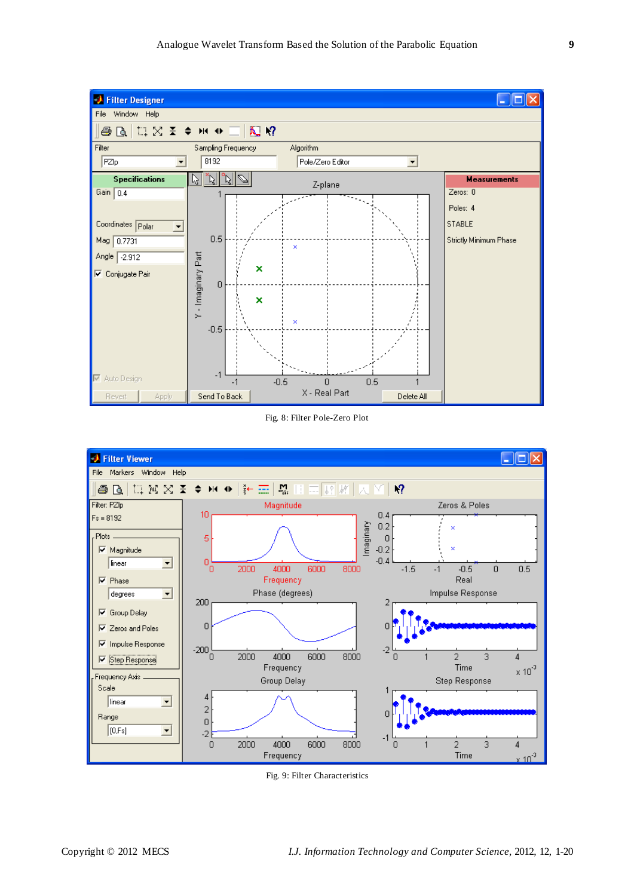Fig. 8: Filter Pole-Zero Plot

Fig. 9: Filter Characteristics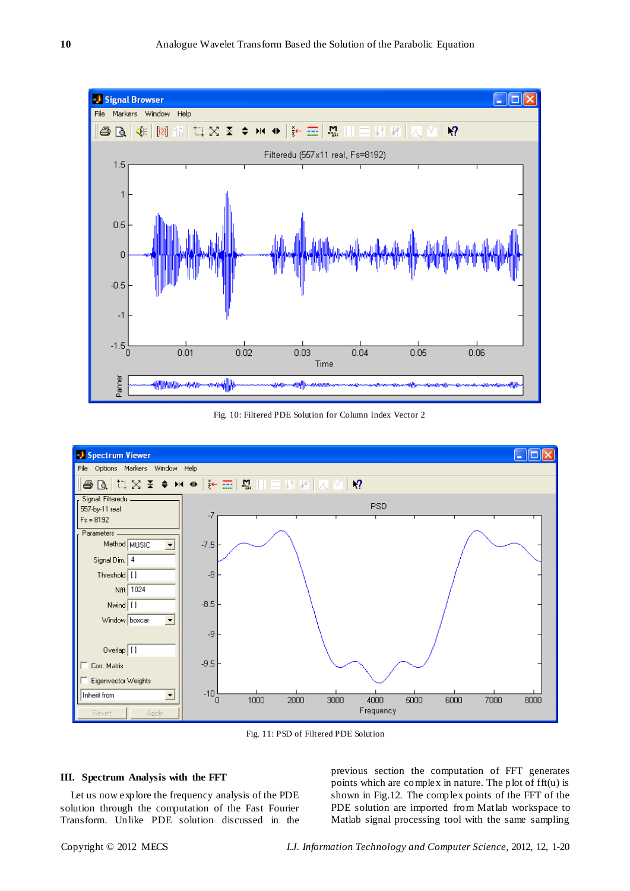Fig. 10: Filtered PDE Solution for Column Index Vector 2

Fig. 11: PSD of Filtered PDE Solution

## III. Spectrum Analysis with the FFT

Let us now explore the frequency analysis of the PDE solution through the computation of the Fast Fourier Transform. Unlike PDE solution discussed in the previous section the computation of FFT generates points which are complex in nature. The plot of fft(u) is shown in Fig.12. The complex points of the FFT of the PDE solution are imported from Matlab workspace to Matlab signal processing tool with the same sampling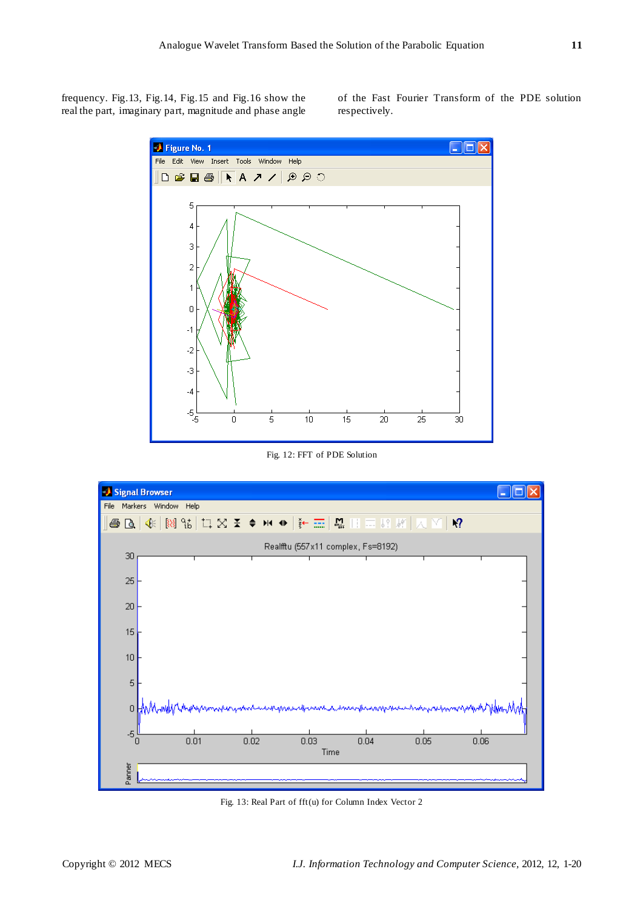frequency. Fig.13, Fig.14, Fig.15 and Fig.16 show the real the part, imaginary part, magnitude and phase angle of the Fast Fourier Transform of the PDE solution respectively.

Fig. 12: FFT of PDE Solution

Fig. 13: Real Part of fft(u) for Column Index Vector 2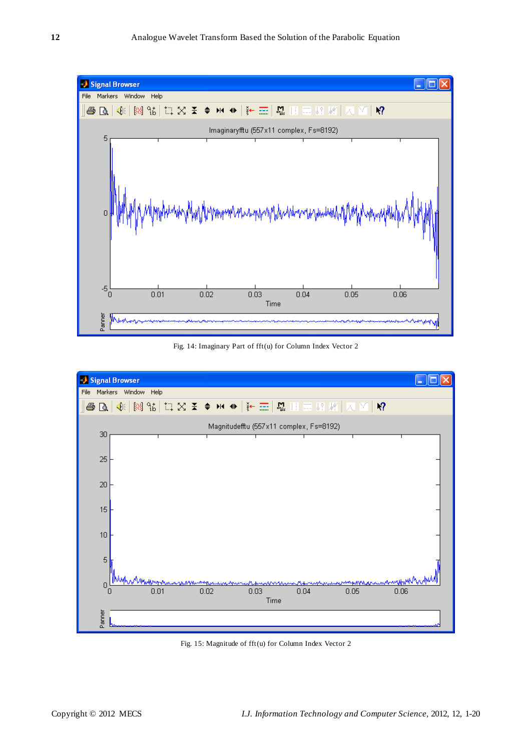Fig. 14: Imaginary Part of fft(u) for Column Index Vector 2

Fig. 15: Magnitude of fft(u) for Column Index Vector 2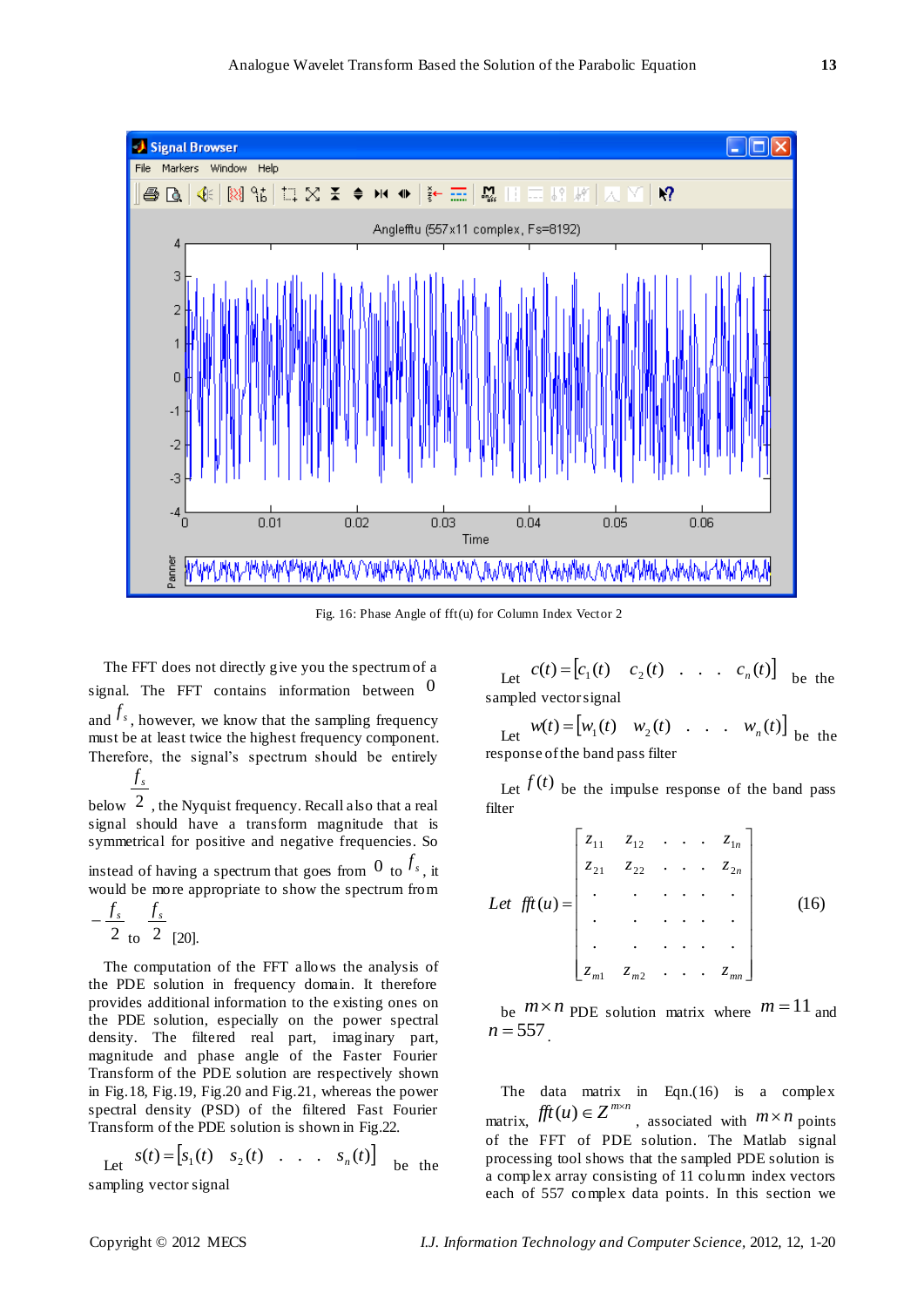Fig. 16: Phase Angle of fft(u) for Column Index Vector 2

The FFT does not directly give you the spectrum of a signal. The FFT contains information between $0$ and $f_s$, however, we know that the sampling frequency must be at least twice the highest frequency component. Therefore, the signal's spectrum should be entirely below $\frac{f_s}{2}$, the Nyquist frequency. Recall also that a real signal should have a transform magnitude that is symmetrical for positive and negative frequencies. So instead of having a spectrum that goes from $0$ to $f_s$, it would be more appropriate to show the spectrum from $-\frac{f_s}{2}$ to $\frac{f_s}{2}$ [20].

The computation of the FFT allows the analysis of the PDE solution in frequency domain. It therefore provides additional information to the existing ones on the PDE solution, especially on the power spectral density. The filtered real part, imaginary part, magnitude and phase angle of the Faster Fourier Transform of the PDE solution are respectively shown in Fig.18, Fig.19, Fig.20 and Fig.21, whereas the power spectral density (PSD) of the filtered Fast Fourier Transform of the PDE solution is shown in Fig.22.

Let $s(t) = [s_1(t) \quad s_2(t) \quad . \quad . \quad . \quad s_n(t)]$ be the sampling vector signal

Let $c(t) = [c_1(t) \quad c_2(t) \quad . \quad . \quad . \quad c_n(t)]$ be the sampled vector signal

Let $w(t) = [w_1(t) \quad w_2(t) \quad . \quad . \quad . \quad w_n(t)]$ be the response of the band pass filter

Let $f(t)$ be the impulse response of the band pass filter

$$Let \;\; fft(u) = \begin{bmatrix} z_{11} & z_{12} & . & . & . & z_{1n} \\ z_{21} & z_{22} & . & . & . & z_{2n} \\ . & . & . & . & . & . \\ . & . & . & . & . & . \\ . & . & . & . & . & . \\ z_{m1} & z_{m2} & . & . & . & z_{mn} \end{bmatrix} \qquad (16)$$

be $m \times n$ PDE solution matrix where $m = 11$ and $n = 557$.

The data matrix in Eqn.(16) is a complex matrix, $fft(u) \in Z^{m \times n}$, associated with $m \times n$ points of the FFT of PDE solution. The Matlab signal processing tool shows that the sampled PDE solution is a complex array consisting of 11 column index vectors each of 557 complex data points. In this section we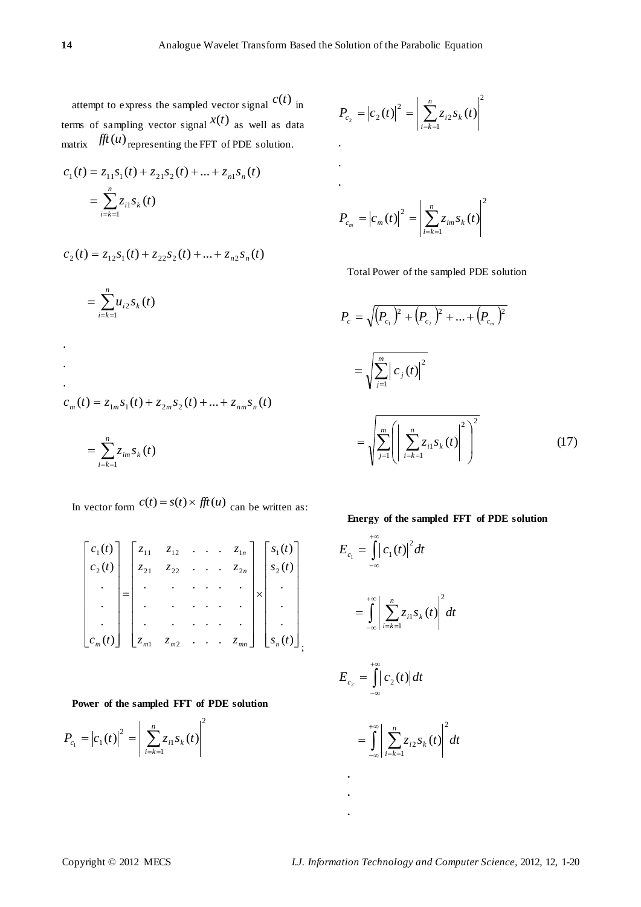attempt to express the sampled vector signal $c(t)$ in terms of sampling vector signal $x(t)$ as well as data matrix $fft(u)$ representing the FFT of PDE solution.

$$c_1(t) = z_{11}s_1(t) + z_{21}s_2(t) + ... + z_{n1}s_n(t)$$
$$= \sum_{i=k=1}^{n} z_{i1}s_k(t)$$

$$c_2(t) = z_{12}s_1(t) + z_{22}s_2(t) + ... + z_{n2}s_n(t)$$

$$= \sum_{i=k=1}^{n} u_{i2}s_k(t)$$

.

.

.

$$c_m(t) = z_{1m}s_1(t) + z_{2m}s_2(t) + ... + z_{nm}s_n(t)$$

$$= \sum_{i=k=1}^{n} z_{im}s_k(t)$$

In vector form $c(t) = s(t) \times fft(u)$ can be written as:

$$\begin{bmatrix} c_1(t) \\ c_2(t) \\ . \\ . \\ . \\ c_m(t) \end{bmatrix} = \begin{bmatrix} z_{11} & z_{12} & . & . & . & z_{1n} \\ z_{21} & z_{22} & . & . & . & z_{2n} \\ . & . & . & . & . & . \\ . & . & . & . & . & . \\ . & . & . & . & . & . \\ z_{m1} & z_{m2} & . & . & . & z_{mn} \end{bmatrix} \times \begin{bmatrix} s_1(t) \\ s_2(t) \\ . \\ . \\ . \\ s_n(t) \end{bmatrix};$$

**Power of the sampled FFT of PDE solution**

$$P_{c_1} = |c_1(t)|^2 = \left| \sum_{i=k=1}^{n} z_{i1}s_k(t) \right|^2$$

$$P_{c_2} = |c_2(t)|^2 = \left| \sum_{i=k=1}^{n} z_{i2}s_k(t) \right|^2$$

.

.

.

$$P_{c_m} = |c_m(t)|^2 = \left| \sum_{i=k=1}^{n} z_{im}s_k(t) \right|^2$$

Total Power of the sampled PDE solution

$$P_c = \sqrt{\left(P_{c_1}\right)^2 + \left(P_{c_2}\right)^2 + ... + \left(P_{c_m}\right)^2}$$

$$= \sqrt{\sum_{j=1}^{m} \left| c_j(t) \right|^2}$$

$$= \sqrt{\sum_{j=1}^{m} \left( \left| \sum_{i=k=1}^{n} z_{i1}s_k(t) \right|^2 \right)^2} \tag{17}$$

**Energy of the sampled FFT of PDE solution**

$$E_{c_1} = \int_{-\infty}^{+\infty} |c_1(t)|^2 dt$$

$$= \int_{-\infty}^{+\infty} \left| \sum_{i=k=1}^{n} z_{i1}s_k(t) \right|^2 dt$$

$$E_{c_2} = \int_{-\infty}^{+\infty} |c_2(t)| dt$$

$$= \int_{-\infty}^{+\infty} \left| \sum_{i=k=1}^{n} z_{i2}s_k(t) \right|^2 dt$$

.

.

.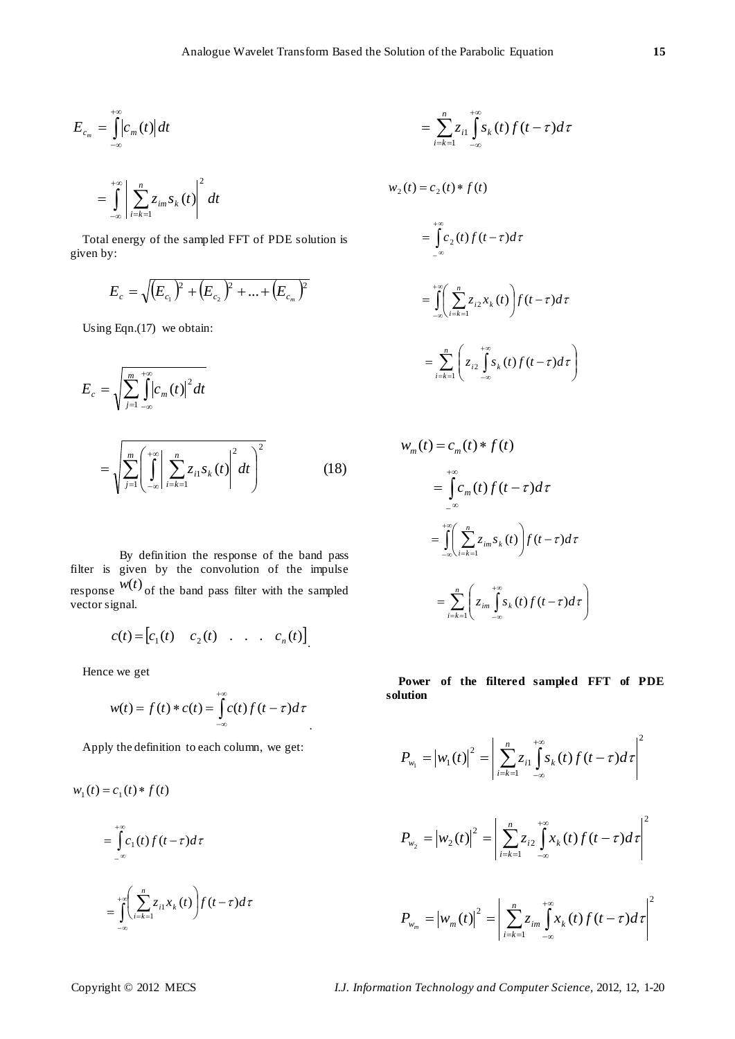$$E_{c_m} = \int_{-\infty}^{+\infty} |c_m(t)| dt$$

$$= \int_{-\infty}^{+\infty} \left| \sum_{i=k=1}^{n} z_{im} s_k(t) \right|^2 dt$$

Total energy of the sampled FFT of PDE solution is given by:

$$E_c = \sqrt{\left(E_{c_1}\right)^2 + \left(E_{c_2}\right)^2 + \ldots + \left(E_{c_m}\right)^2}$$

Using Eqn.(17) we obtain:

$$E_c = \sqrt{\sum_{j=1}^{m} \int_{-\infty}^{+\infty} |c_m(t)|^2 dt}$$

$$= \sqrt{\sum_{j=1}^{m} \left( \int_{-\infty}^{+\infty} \left| \sum_{i=k=1}^{n} z_{i1} s_k(t) \right|^2 dt \right)^2} \tag{18}$$

By definition the response of the band pass filter is given by the convolution of the impulse response $w(t)$ of the band pass filter with the sampled vector signal.

$$c(t) = \begin{bmatrix} c_1(t) & c_2(t) & . & . & . & c_n(t) \end{bmatrix}.$$

Hence we get

$$w(t) = f(t) * c(t) = \int_{-\infty}^{+\infty} c(t) f(t-\tau) d\tau.$$

Apply the definition to each column, we get:

$$w_1(t) = c_1(t) * f(t)$$

$$= \int_{-\infty}^{+\infty} c_1(t) f(t-\tau) d\tau$$

$$= \int_{-\infty}^{+\infty} \left( \sum_{i=k=1}^{n} z_{i1} x_k(t) \right) f(t-\tau) d\tau$$

$$= \sum_{i=k=1}^{n} z_{i1} \int_{-\infty}^{+\infty} s_k(t) f(t-\tau) d\tau$$

$$w_2(t) = c_2(t) * f(t)$$

$$= \int_{-\infty}^{+\infty} c_2(t) f(t-\tau) d\tau$$

$$= \int_{-\infty}^{+\infty} \left( \sum_{i=k=1}^{n} z_{i2} x_k(t) \right) f(t-\tau) d\tau$$

$$= \sum_{i=k=1}^{n} \left( z_{i2} \int_{-\infty}^{+\infty} s_k(t) f(t-\tau) d\tau \right)$$

$$w_m(t) = c_m(t) * f(t)$$

$$= \int_{-\infty}^{+\infty} c_m(t) f(t-\tau) d\tau$$

$$= \int_{-\infty}^{+\infty} \left( \sum_{i=k=1}^{n} z_{im} s_k(t) \right) f(t-\tau) d\tau$$

$$= \sum_{i=k=1}^{n} \left( z_{im} \int_{-\infty}^{+\infty} s_k(t) f(t-\tau) d\tau \right)$$

**Power of the filtered sampled FFT of PDE solution**

$$P_{w_1} = |w_1(t)|^2 = \left| \sum_{i=k=1}^{n} z_{i1} \int_{-\infty}^{+\infty} s_k(t) f(t-\tau) d\tau \right|^2$$

$$P_{w_2} = |w_2(t)|^2 = \left| \sum_{i=k=1}^{n} z_{i2} \int_{-\infty}^{+\infty} x_k(t) f(t-\tau) d\tau \right|^2$$

$$P_{w_m} = |w_m(t)|^2 = \left| \sum_{i=k=1}^{n} z_{im} \int_{-\infty}^{+\infty} x_k(t) f(t-\tau) d\tau \right|^2$$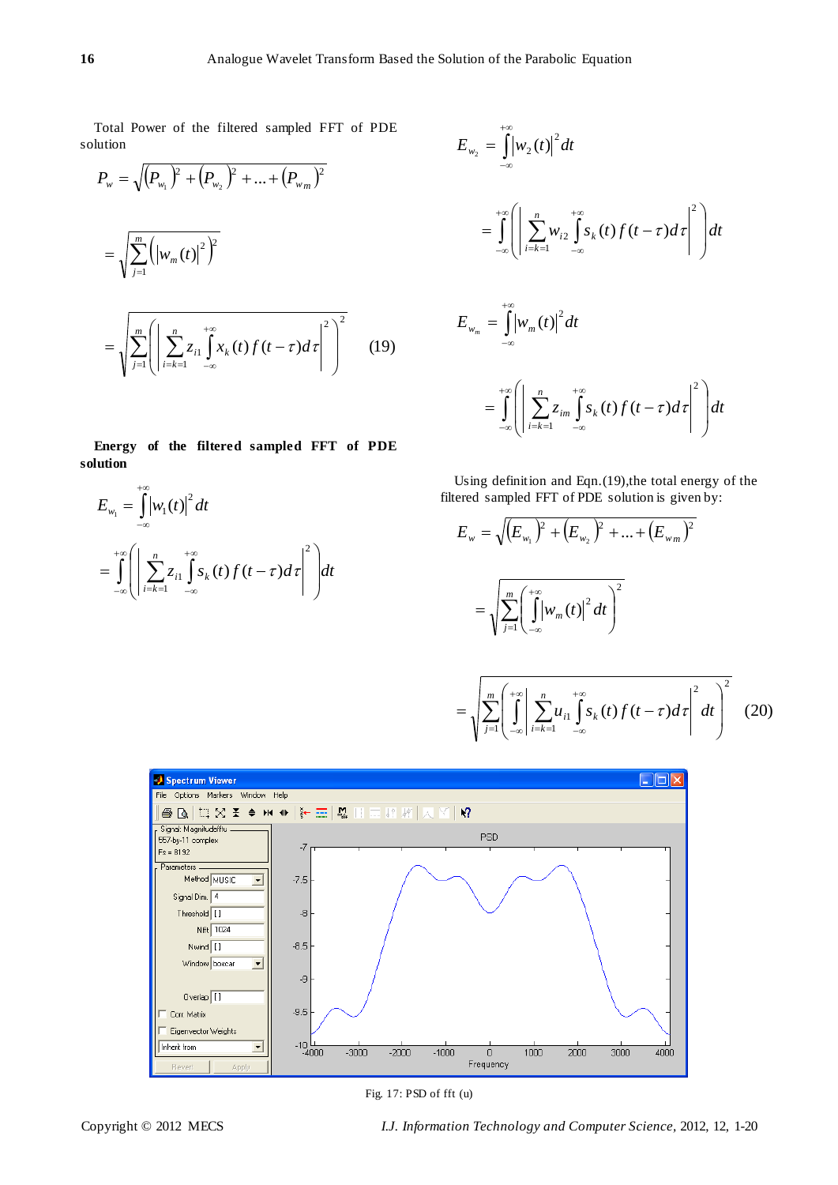Total Power of the filtered sampled FFT of PDE solution

$$P_w = \sqrt{\left(P_{w_1}\right)^2 + \left(P_{w_2}\right)^2 + \ldots + \left(P_{wm}\right)^2}$$

$$= \sqrt{\sum_{j=1}^{m}\left(\left|w_m(t)\right|^2\right)^2}$$

$$= \sqrt{\sum_{j=1}^{m}\left(\left|\sum_{i=k=1}^{n} z_{i1}\int_{-\infty}^{+\infty} x_k(t)\, f(t-\tau)d\tau\right|^2\right)^2} \qquad (19)$$

**Energy of the filtered sampled FFT of PDE solution**

$$E_{w_1} = \int_{-\infty}^{+\infty}\left|w_1(t)\right|^2 dt$$

$$= \int_{-\infty}^{+\infty}\left(\left|\sum_{i=k=1}^{n} z_{i1}\int_{-\infty}^{+\infty} s_k(t)\, f(t-\tau)d\tau\right|^2\right)dt$$

$$E_{w_2} = \int_{-\infty}^{+\infty}\left|w_2(t)\right|^2 dt$$

$$= \int_{-\infty}^{+\infty}\left(\left|\sum_{i=k=1}^{n} w_{i2}\int_{-\infty}^{+\infty} s_k(t)\, f(t-\tau)d\tau\right|^2\right)dt$$

$$E_{w_m} = \int_{-\infty}^{+\infty}\left|w_m(t)\right|^2 dt$$

$$= \int_{-\infty}^{+\infty}\left(\left|\sum_{i=k=1}^{n} z_{im}\int_{-\infty}^{+\infty} s_k(t)\, f(t-\tau)d\tau\right|^2\right)dt$$

Using definition and Eqn.(19),the total energy of the filtered sampled FFT of PDE solution is given by:

$$E_w = \sqrt{\left(E_{w_1}\right)^2 + \left(E_{w_2}\right)^2 + \ldots + \left(E_{wm}\right)^2}$$

$$= \sqrt{\sum_{j=1}^{m}\left(\int_{-\infty}^{+\infty}\left|w_m(t)\right|^2 dt\right)^2}$$

$$= \sqrt{\sum_{j=1}^{m}\left(\int_{-\infty}^{+\infty}\left|\sum_{i=k=1}^{n} u_{i1}\int_{-\infty}^{+\infty} s_k(t)\, f(t-\tau)d\tau\right|^2 dt\right)^2} \qquad (20)$$

Fig. 17: PSD of fft (u)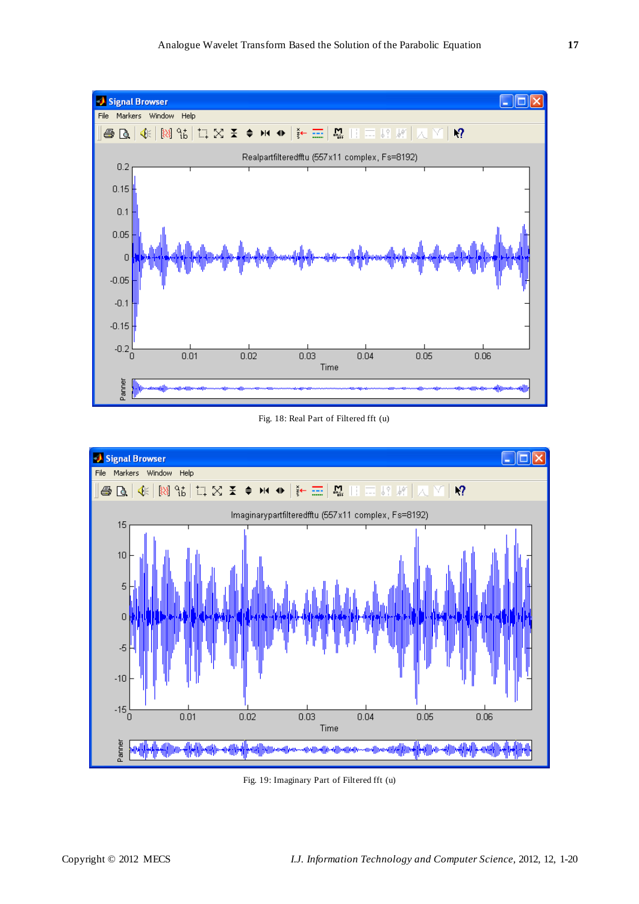Fig. 18: Real Part of Filtered fft (u)

Fig. 19: Imaginary Part of Filtered fft (u)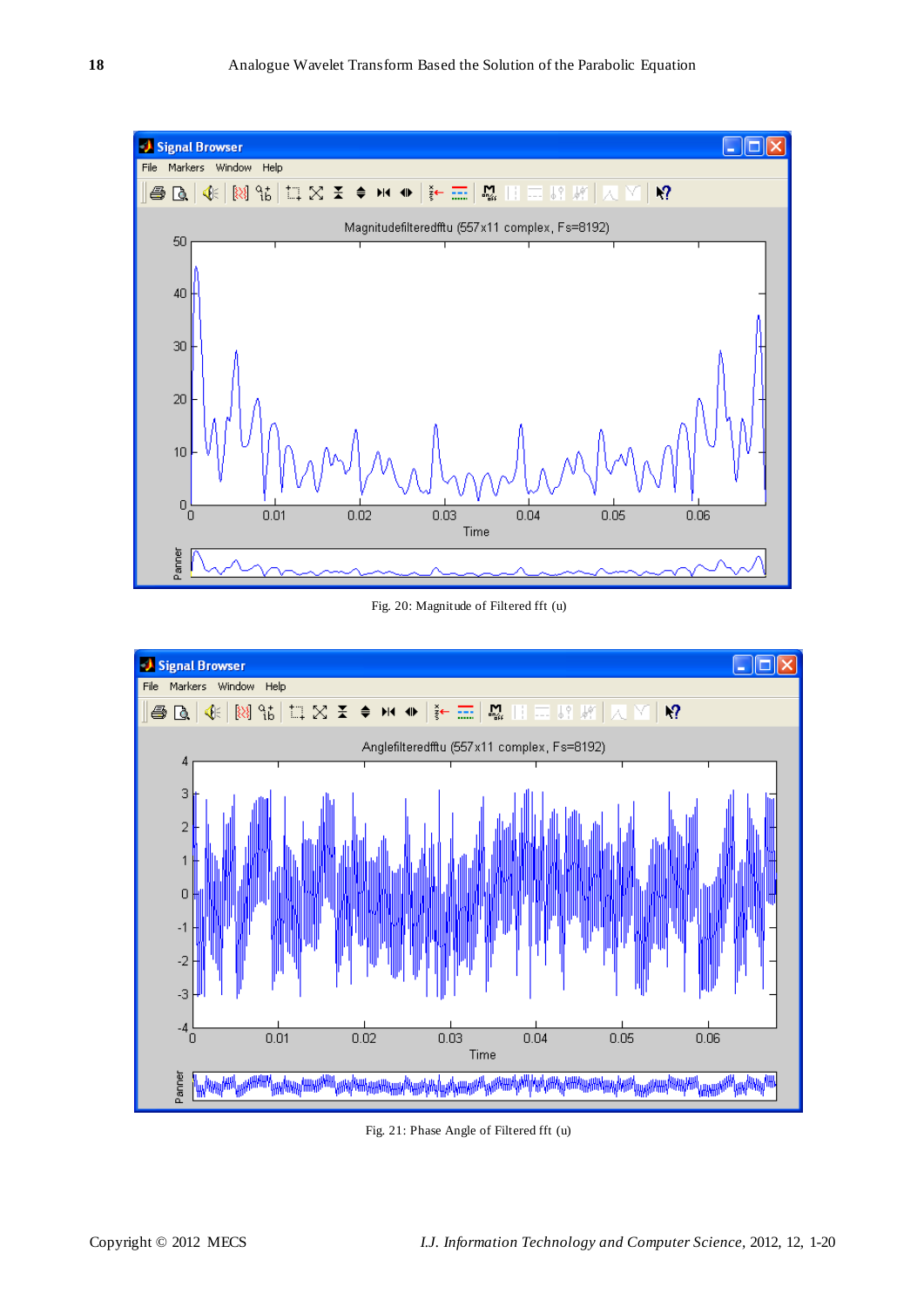Fig. 20: Magnitude of Filtered fft (u)

Fig. 21: Phase Angle of Filtered fft (u)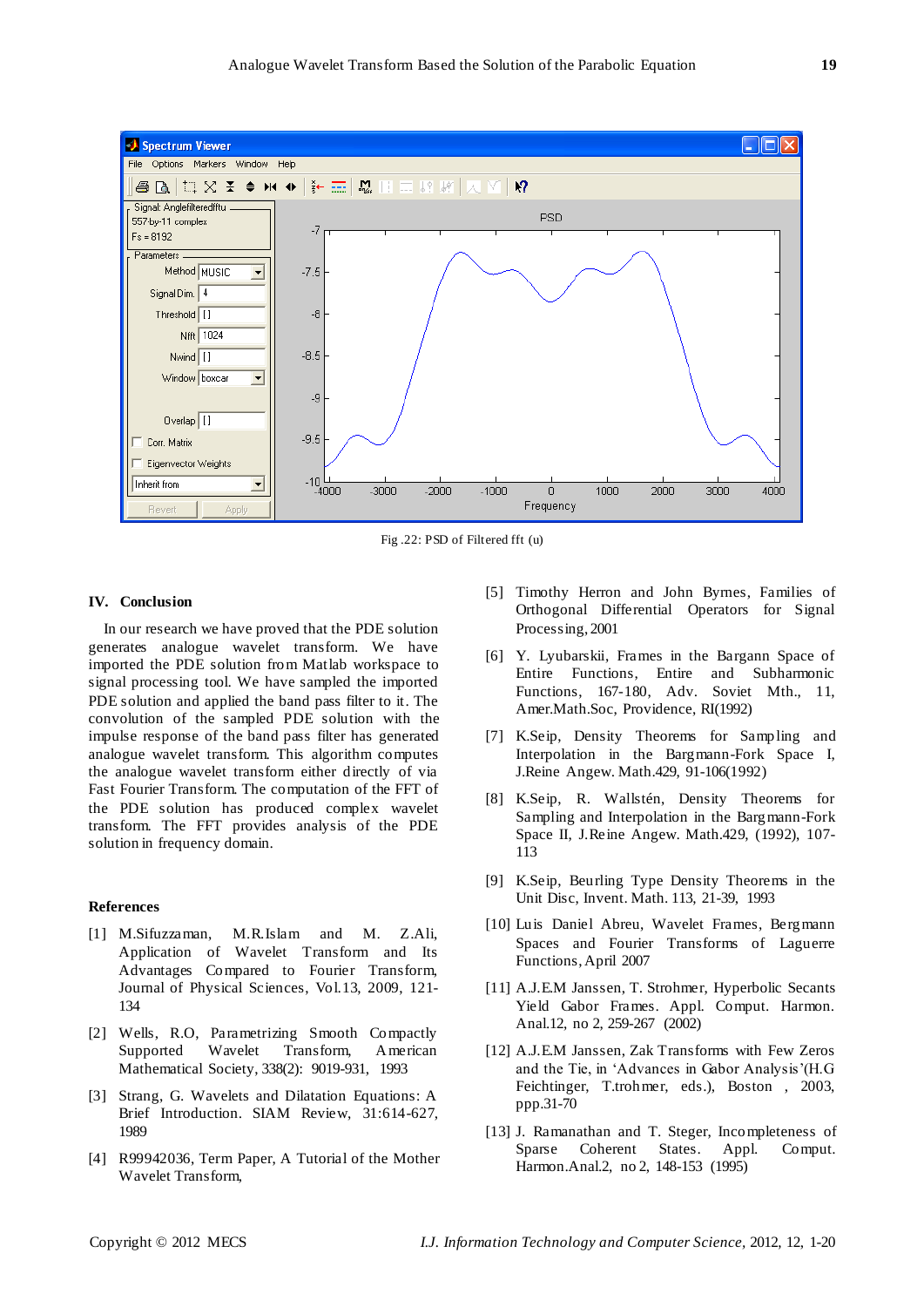Fig .22: PSD of Filtered fft (u)

## IV. Conclusion

In our research we have proved that the PDE solution generates analogue wavelet transform. We have imported the PDE solution from Matlab workspace to signal processing tool. We have sampled the imported PDE solution and applied the band pass filter to it. The convolution of the sampled PDE solution with the impulse response of the band pass filter has generated analogue wavelet transform. This algorithm computes the analogue wavelet transform either directly of via Fast Fourier Transform. The computation of the FFT of the PDE solution has produced complex wavelet transform. The FFT provides analysis of the PDE solution in frequency domain.

## References

[1] M.Sifuzzaman, M.R.Islam and M. Z.Ali, Application of Wavelet Transform and Its Advantages Compared to Fourier Transform, Journal of Physical Sciences, Vol.13, 2009, 121-134

[2] Wells, R.O, Parametrizing Smooth Compactly Supported Wavelet Transform, American Mathematical Society, 338(2): 9019-931, 1993

[3] Strang, G. Wavelets and Dilatation Equations: A Brief Introduction. SIAM Review, 31:614-627, 1989

[4] R99942036, Term Paper, A Tutorial of the Mother Wavelet Transform,

[5] Timothy Herron and John Byrnes, Families of Orthogonal Differential Operators for Signal Processing, 2001

[6] Y. Lyubarskii, Frames in the Bargann Space of Entire Functions, Entire and Subharmonic Functions, 167-180, Adv. Soviet Mth., 11, Amer.Math.Soc, Providence, RI(1992)

[7] K.Seip, Density Theorems for Sampling and Interpolation in the Bargmann-Fork Space I, J.Reine Angew. Math.429, 91-106(1992)

[8] K.Seip, R. Wallstén, Density Theorems for Sampling and Interpolation in the Bargmann-Fork Space II, J.Reine Angew. Math.429, (1992), 107-113

[9] K.Seip, Beurling Type Density Theorems in the Unit Disc, Invent. Math. 113, 21-39, 1993

[10] Luis Daniel Abreu, Wavelet Frames, Bergmann Spaces and Fourier Transforms of Laguerre Functions, April 2007

[11] A.J.E.M Janssen, T. Strohmer, Hyperbolic Secants Yield Gabor Frames. Appl. Comput. Harmon. Anal.12, no 2, 259-267 (2002)

[12] A.J.E.M Janssen, Zak Transforms with Few Zeros and the Tie, in 'Advances in Gabor Analysis'(H.G Feichtinger, T.trohmer, eds.), Boston , 2003, ppp.31-70

[13] J. Ramanathan and T. Steger, Incompleteness of Sparse Coherent States. Appl. Comput. Harmon.Anal.2, no 2, 148-153 (1995)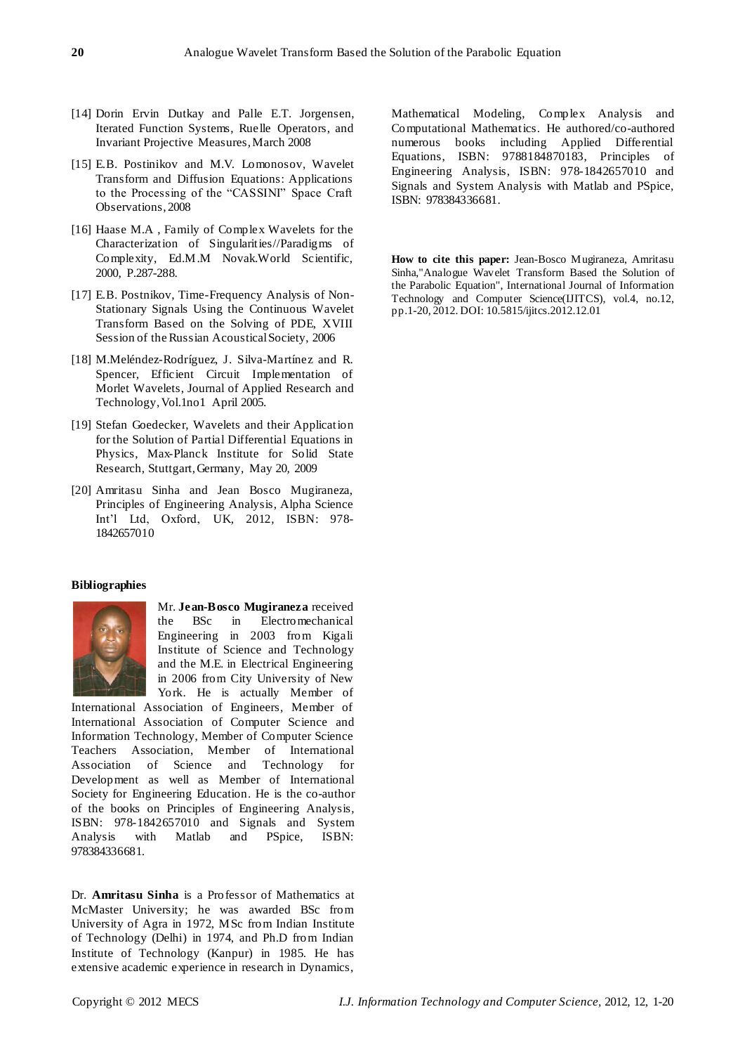[14] Dorin Ervin Dutkay and Palle E.T. Jorgensen, Iterated Function Systems, Ruelle Operators, and Invariant Projective Measures, March 2008

[15] E.B. Postinikov and M.V. Lomonosov, Wavelet Transform and Diffusion Equations: Applications to the Processing of the "CASSINI" Space Craft Observations, 2008

[16] Haase M.A , Family of Complex Wavelets for the Characterization of Singularities//Paradigms of Complexity, Ed.M.M Novak.World Scientific, 2000, P.287-288.

[17] E.B. Postnikov, Time-Frequency Analysis of Non-Stationary Signals Using the Continuous Wavelet Transform Based on the Solving of PDE, XVIII Session of the Russian Acoustical Society, 2006

[18] M.Meléndez-Rodríguez, J. Silva-Martínez and R. Spencer, Efficient Circuit Implementation of Morlet Wavelets, Journal of Applied Research and Technology, Vol.1no1 April 2005.

[19] Stefan Goedecker, Wavelets and their Application for the Solution of Partial Differential Equations in Physics, Max-Planck Institute for Solid State Research, Stuttgart, Germany, May 20, 2009

[20] Amritasu Sinha and Jean Bosco Mugiraneza, Principles of Engineering Analysis, Alpha Science Int'l Ltd, Oxford, UK, 2012, ISBN: 978-1842657010

**Bibliographies**

Mr. **Jean-Bosco Mugiraneza** received the BSc in Electromechanical Engineering in 2003 from Kigali Institute of Science and Technology and the M.E. in Electrical Engineering in 2006 from City University of New York. He is actually Member of International Association of Engineers, Member of International Association of Computer Science and Information Technology, Member of Computer Science Teachers Association, Member of International Association of Science and Technology for Development as well as Member of International Society for Engineering Education. He is the co-author of the books on Principles of Engineering Analysis, ISBN: 978-1842657010 and Signals and System Analysis with Matlab and PSpice, ISBN: 978384336681.

Dr. **Amritasu Sinha** is a Professor of Mathematics at McMaster University; he was awarded BSc from University of Agra in 1972, MSc from Indian Institute of Technology (Delhi) in 1974, and Ph.D from Indian Institute of Technology (Kanpur) in 1985. He has extensive academic experience in research in Dynamics, Mathematical Modeling, Complex Analysis and Computational Mathematics. He authored/co-authored numerous books including Applied Differential Equations, ISBN: 9788184870183, Principles of Engineering Analysis, ISBN: 978-1842657010 and Signals and System Analysis with Matlab and PSpice, ISBN: 978384336681.

**How to cite this paper:** Jean-Bosco Mugiraneza, Amritasu Sinha,"Analogue Wavelet Transform Based the Solution of the Parabolic Equation", International Journal of Information Technology and Computer Science(IJITCS), vol.4, no.12, pp.1-20, 2012. DOI: 10.5815/ijitcs.2012.12.01